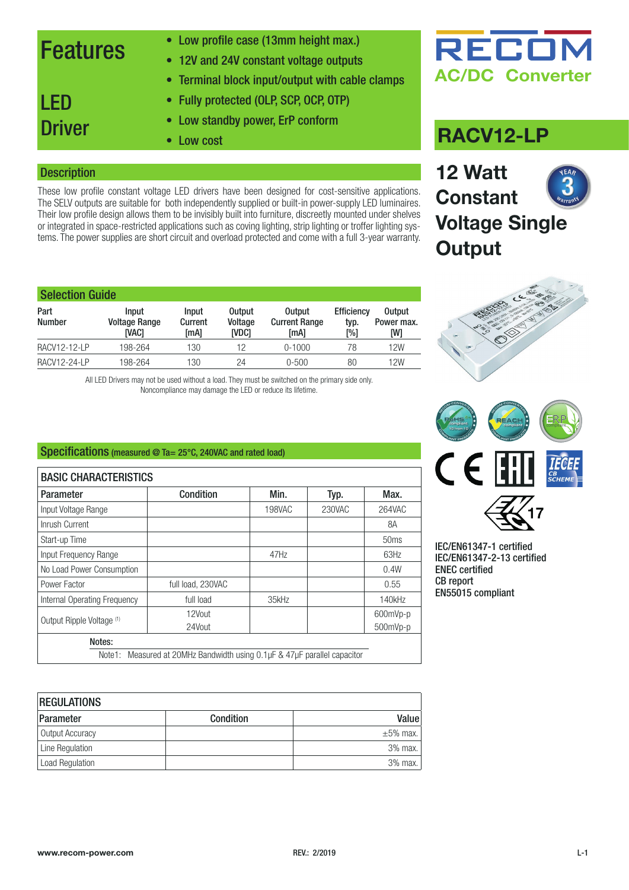# RECOM

## AC/DC Converter

# Features

# LED Driver

- Low profile case (13mm height max.)
- 12V and 24V constant voltage outputs
- Terminal block input/output with cable clamps
- Fully protected (OLP, SCP, OCP, OTP)
- Low standby power, ErP conform
- Low cost

# RACV12-LP

## 12 Watt Constant Voltage Single Output

## Description

These low profile constant voltage LED drivers have been designed for cost-sensitive applications. The SELV outputs are suitable for both independently supplied or built-in power-supply LED luminaires. Their low profile design allows them to be invisibly built into furniture, discreetly mounted under shelves or integrated in space-restricted applications such as coving lighting, strip lighting or troffer lighting systems. The power supplies are short circuit and overload protected and come with a full 3-year warranty.

## Selection Guide

| Part Number | Input Voltage Range [VAC] | Input Current [mA] | Output Voltage [VDC] | Output Current Range [mA] | Efficiency typ. [%] | Output Power max. [W] |
|---|---|---|---|---|---|---|
| RACV12-12-LP | 198-264 | 130 | 12 | 0-1000 | 78 | 12W |
| RACV12-24-LP | 198-264 | 130 | 24 | 0-500 | 80 | 12W |

All LED Drivers may not be used without a load. They must be switched on the primary side only.
Noncompliance may damage the LED or reduce its lifetime.

IEC/EN61347-1 certified
IEC/EN61347-2-13 certified
ENEC certified
CB report
EN55015 compliant

## Specifications (measured @ Ta= 25°C, 240VAC and rated load)

### BASIC CHARACTERISTICS

| Parameter | Condition | Min. | Typ. | Max. |
|---|---|---|---|---|
| Input Voltage Range | | 198VAC | 230VAC | 264VAC |
| Inrush Current | | | | 8A |
| Start-up Time | | | | 50ms |
| Input Frequency Range | | 47Hz | | 63Hz |
| No Load Power Consumption | | | | 0.4W |
| Power Factor | full load, 230VAC | | | 0.55 |
| Internal Operating Frequency | full load | 35kHz | | 140kHz |
| Output Ripple Voltage (1) | 12Vout | | | 600mVp-p |
| | 24Vout | | | 500mVp-p |

Notes:
Note1: Measured at 20MHz Bandwidth using 0.1µF & 47µF parallel capacitor

### REGULATIONS

| Parameter | Condition | Value |
|---|---|---|
| Output Accuracy | | ±5% max. |
| Line Regulation | | 3% max. |
| Load Regulation | | 3% max. |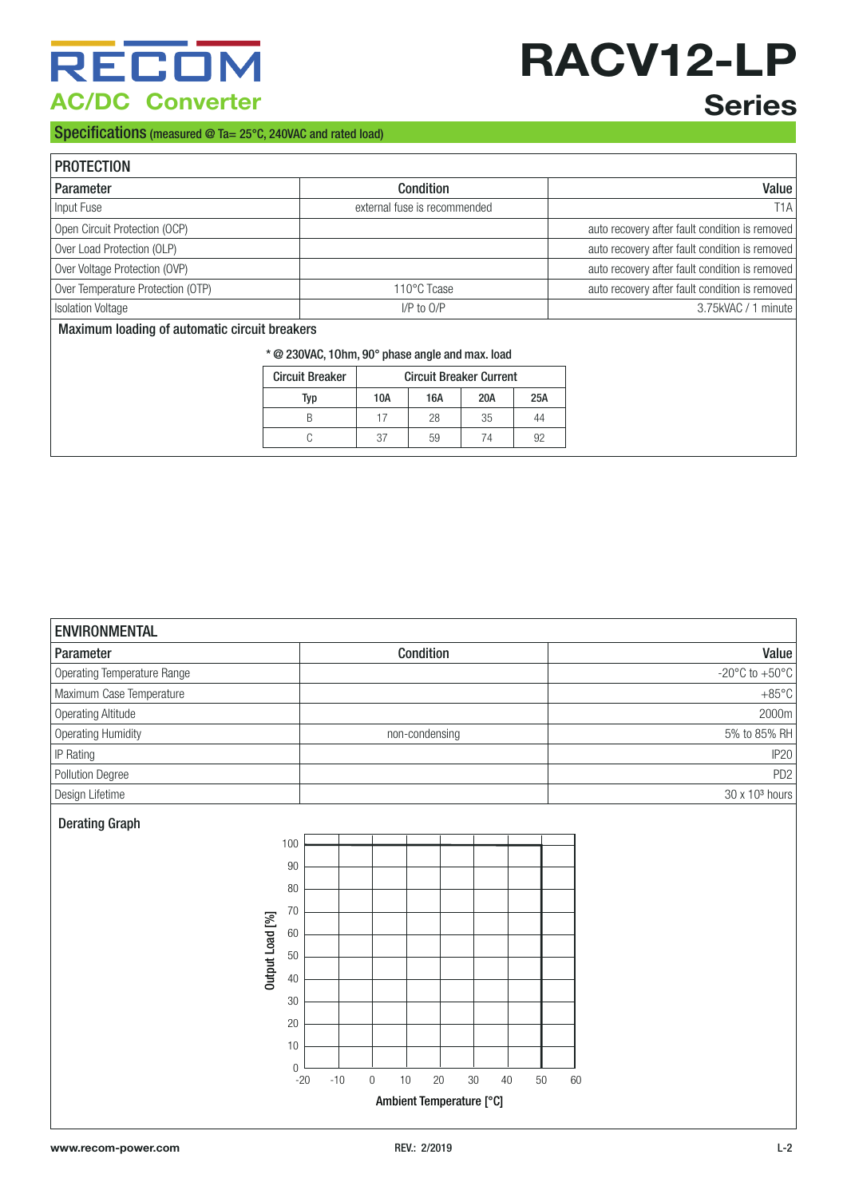# RECOM

**AC/DC Converter**

# RACV12-LP Series

## Specifications (measured @ Ta= 25°C, 240VAC and rated load)

### PROTECTION

| Parameter | Condition | Value |
|---|---|---|
| Input Fuse | external fuse is recommended | T1A |
| Open Circuit Protection (OCP) | | auto recovery after fault condition is removed |
| Over Load Protection (OLP) | | auto recovery after fault condition is removed |
| Over Voltage Protection (OVP) | | auto recovery after fault condition is removed |
| Over Temperature Protection (OTP) | 110°C Tcase | auto recovery after fault condition is removed |
| Isolation Voltage | I/P to O/P | 3.75kVAC / 1 minute |

**Maximum loading of automatic circuit breakers**

* @ 230VAC, 1Ohm, 90° phase angle and max. load

| Circuit Breaker | Circuit Breaker Current | | | |
|---|---|---|---|---|
| Typ | 10A | 16A | 20A | 25A |
| B | 17 | 28 | 35 | 44 |
| C | 37 | 59 | 74 | 92 |

### ENVIRONMENTAL

| Parameter | Condition | Value |
|---|---|---|
| Operating Temperature Range | | -20°C to +50°C |
| Maximum Case Temperature | | +85°C |
| Operating Altitude | | 2000m |
| Operating Humidity | non-condensing | 5% to 85% RH |
| IP Rating | | IP20 |
| Pollution Degree | | PD2 |
| Design Lifetime | | 30 x $10^3$ hours |

**Derating Graph**

Output Load [%] vs. Ambient Temperature [°C]: 100% output load from -20°C to 50°C.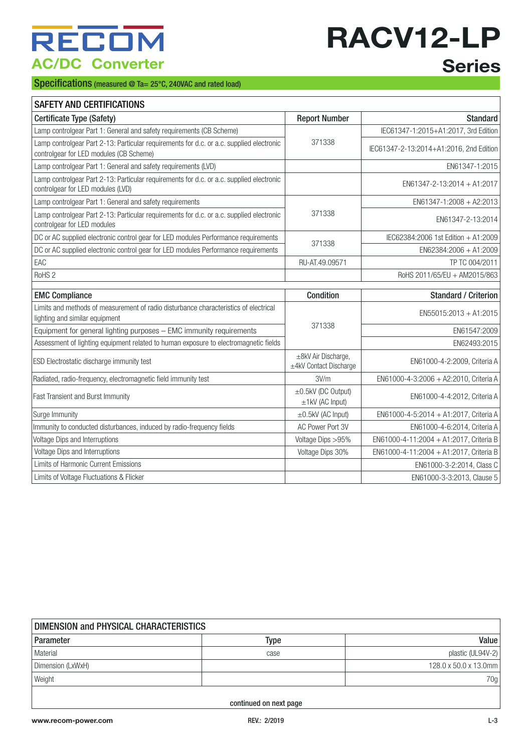# RECOM

## AC/DC Converter

# RACV12-LP Series

## Specifications (measured @ Ta= 25°C, 240VAC and rated load)

| SAFETY AND CERTIFICATIONS | | |
|---|---|---|
| **Certificate Type (Safety)** | **Report Number** | **Standard** |
| Lamp controlgear Part 1: General and safety requirements (CB Scheme) | 371338 | IEC61347-1:2015+A1:2017, 3rd Edition |
| Lamp controlgear Part 2-13: Particular requirements for d.c. or a.c. supplied electronic controlgear for LED modules (CB Scheme) | | IEC61347-2-13:2014+A1:2016, 2nd Edition |
| Lamp controlgear Part 1: General and safety requirements (LVD) | | EN61347-1:2015 |
| Lamp controlgear Part 2-13: Particular requirements for d.c. or a.c. supplied electronic controlgear for LED modules (LVD) | | EN61347-2-13:2014 + A1:2017 |
| Lamp controlgear Part 1: General and safety requirements | 371338 | EN61347-1:2008 + A2:2013 |
| Lamp controlgear Part 2-13: Particular requirements for d.c. or a.c. supplied electronic controlgear for LED modules | | EN61347-2-13:2014 |
| DC or AC supplied electronic control gear for LED modules Performance requirements | 371338 | IEC62384:2006 1st Edition + A1:2009 |
| DC or AC supplied electronic control gear for LED modules Performance requirements | | EN62384:2006 + A1:2009 |
| EAC | RU-AT.49.09571 | TP TC 004/2011 |
| RoHS 2 | | RoHS 2011/65/EU + AM2015/863 |

| **EMC Compliance** | **Condition** | **Standard / Criterion** |
|---|---|---|
| Limits and methods of measurement of radio disturbance characteristics of electrical lighting and similar equipment | 371338 | EN55015:2013 + A1:2015 |
| Equipment for general lighting purposes – EMC immunity requirements | | EN61547:2009 |
| Assessment of lighting equipment related to human exposure to electromagnetic fields | | EN62493:2015 |
| ESD Electrostatic discharge immunity test | ±8kV Air Discharge, ±4kV Contact Discharge | EN61000-4-2:2009, Criteria A |
| Radiated, radio-frequency, electromagnetic field immunity test | 3V/m | EN61000-4-3:2006 + A2:2010, Criteria A |
| Fast Transient and Burst Immunity | ±0.5kV (DC Output) ±1kV (AC Input) | EN61000-4-4:2012, Criteria A |
| Surge Immunity | ±0.5kV (AC Input) | EN61000-4-5:2014 + A1:2017, Criteria A |
| Immunity to conducted disturbances, induced by radio-frequency fields | AC Power Port 3V | EN61000-4-6:2014, Criteria A |
| Voltage Dips and Interruptions | Voltage Dips >95% | EN61000-4-11:2004 + A1:2017, Criteria B |
| Voltage Dips and Interruptions | Voltage Dips 30% | EN61000-4-11:2004 + A1:2017, Criteria B |
| Limits of Harmonic Current Emissions | | EN61000-3-2:2014, Class C |
| Limits of Voltage Fluctuations & Flicker | | EN61000-3-3:2013, Clause 5 |

| DIMENSION and PHYSICAL CHARACTERISTICS | | |
|---|---|---|
| **Parameter** | **Type** | **Value** |
| Material | case | plastic (UL94V-2) |
| Dimension (LxWxH) | | 128.0 x 50.0 x 13.0mm |
| Weight | | 70g |

continued on next page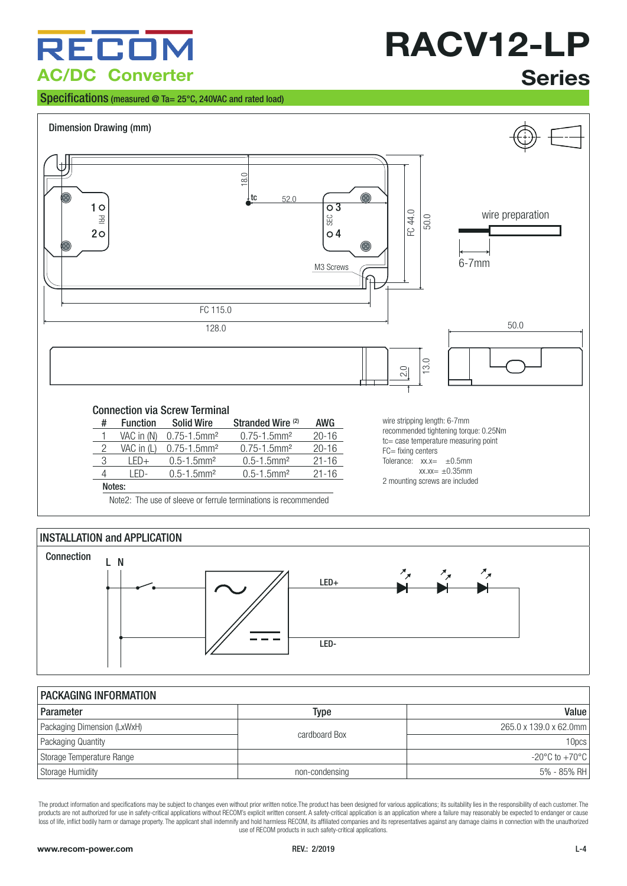# RECOM AC/DC Converter

# RACV12-LP Series

## Specifications (measured @ Ta= 25°C, 240VAC and rated load)

### Dimension Drawing (mm)

18.0
tc
52.0
1
2
PRI
3
4
SEC
M3 Screws
FC 44.0
50.0
wire preparation
6-7mm
FC 115.0
128.0
50.0
2.0
13.0

### Connection via Screw Terminal

| # | Function | Solid Wire | Stranded Wire (2) | AWG |
|---|---|---|---|---|
| 1 | VAC in (N) | 0.75-1.5mm² | 0.75-1.5mm² | 20-16 |
| 2 | VAC in (L) | 0.75-1.5mm² | 0.75-1.5mm² | 20-16 |
| 3 | LED+ | 0.5-1.5mm² | 0.5-1.5mm² | 21-16 |
| 4 | LED- | 0.5-1.5mm² | 0.5-1.5mm² | 21-16 |

**Notes:**

Note2: The use of sleeve or ferrule terminations is recommended

wire stripping length: 6-7mm
recommended tightening torque: 0.25Nm
tc= case temperature measuring point
FC= fixing centers
Tolerance: xx.x= ±0.5mm
xx.xx= ±0.35mm
2 mounting screws are included

## INSTALLATION and APPLICATION

Connection

L N
LED+
LED-

## PACKAGING INFORMATION

| Parameter | Type | Value |
|---|---|---|
| Packaging Dimension (LxWxH) | cardboard Box | 265.0 x 139.0 x 62.0mm |
| Packaging Quantity | | 10pcs |
| Storage Temperature Range | | -20°C to +70°C |
| Storage Humidity | non-condensing | 5% - 85% RH |

The product information and specifications may be subject to changes even without prior written notice.The product has been designed for various applications; its suitability lies in the responsibility of each customer. The products are not authorized for use in safety-critical applications without RECOM's explicit written consent. A safety-critical application is an application where a failure may reasonably be expected to endanger or cause loss of life, inflict bodily harm or damage property. The applicant shall indemnify and hold harmless RECOM, its affiliated companies and its representatives against any damage claims in connection with the unauthorized use of RECOM products in such safety-critical applications.

www.recom-power.com REV.: 2/2019